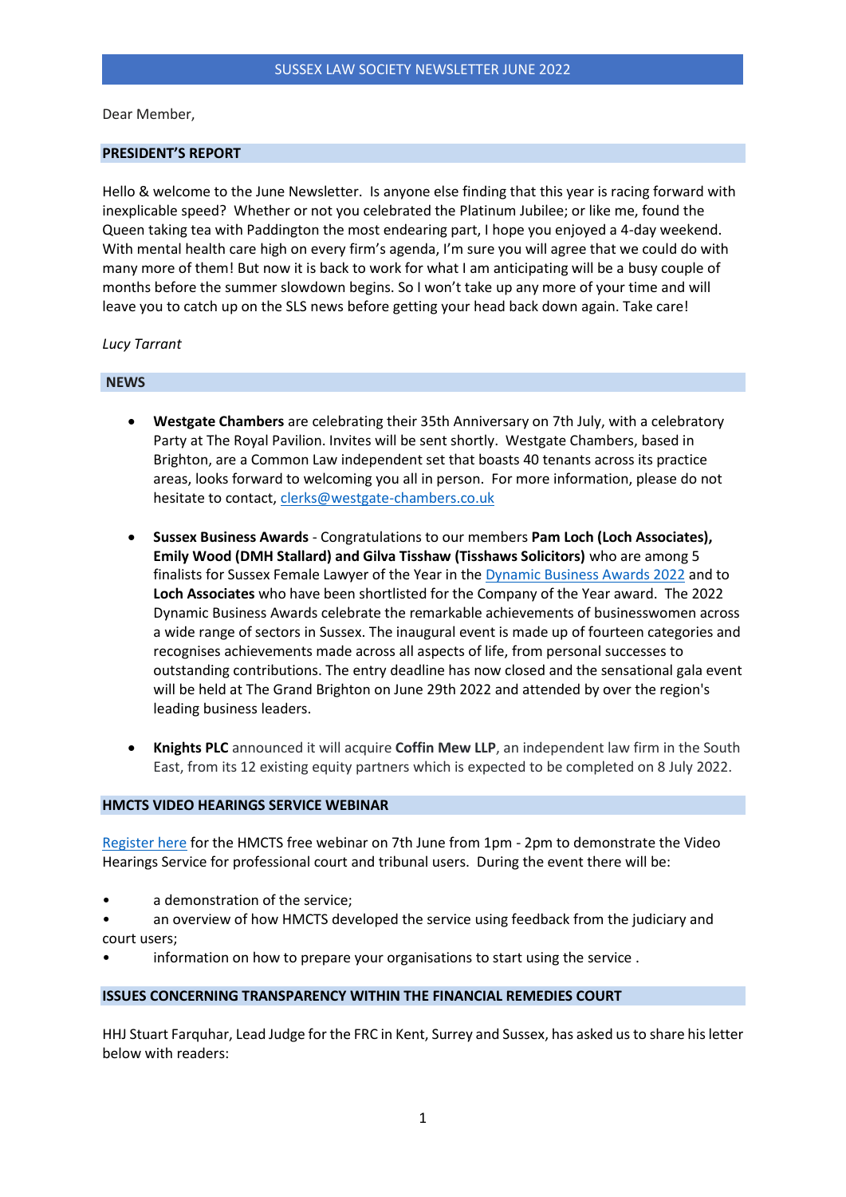# SUSSEX LAW SOCIETY NEWSLETTER JUNE 2022

Dear Member,

## PRESIDENT'S REPORT

Hello & welcome to the June Newsletter. Is anyone else finding that this year is racing forward with inexplicable speed? Whether or not you celebrated the Platinum Jubilee; or like me, found the Queen taking tea with Paddington the most endearing part, I hope you enjoyed a 4-day weekend. With mental health care high on every firm's agenda, I'm sure you will agree that we could do with many more of them! But now it is back to work for what I am anticipating will be a busy couple of months before the summer slowdown begins. So I won't take up any more of your time and will leave you to catch up on the SLS news before getting your head back down again. Take care!

*Lucy Tarrant*

## NEWS

- **Westgate Chambers** are celebrating their 35th Anniversary on 7th July, with a celebratory Party at The Royal Pavilion. Invites will be sent shortly. Westgate Chambers, based in Brighton, are a Common Law independent set that boasts 40 tenants across its practice areas, looks forward to welcoming you all in person. For more information, please do not hesitate to contact, [clerks@westgate-chambers.co.uk](mailto:clerks@westgate-chambers.co.uk)

- **Sussex Business Awards** - Congratulations to our members **Pam Loch (Loch Associates), Emily Wood (DMH Stallard) and Gilva Tisshaw (Tisshaws Solicitors)** who are among 5 finalists for Sussex Female Lawyer of the Year in the [Dynamic Business Awards 2022]() and to **Loch Associates** who have been shortlisted for the Company of the Year award. The 2022 Dynamic Business Awards celebrate the remarkable achievements of businesswomen across a wide range of sectors in Sussex. The inaugural event is made up of fourteen categories and recognises achievements made across all aspects of life, from personal successes to outstanding contributions. The entry deadline has now closed and the sensational gala event will be held at The Grand Brighton on June 29th 2022 and attended by over the region's leading business leaders.

- **Knights PLC** announced it will acquire **Coffin Mew LLP**, an independent law firm in the South East, from its 12 existing equity partners which is expected to be completed on 8 July 2022.

## HMCTS VIDEO HEARINGS SERVICE WEBINAR

[Register here]() for the HMCTS free webinar on 7th June from 1pm - 2pm to demonstrate the Video Hearings Service for professional court and tribunal users. During the event there will be:

- a demonstration of the service;
- an overview of how HMCTS developed the service using feedback from the judiciary and court users;
- information on how to prepare your organisations to start using the service .

## ISSUES CONCERNING TRANSPARENCY WITHIN THE FINANCIAL REMEDIES COURT

HHJ Stuart Farquhar, Lead Judge for the FRC in Kent, Surrey and Sussex, has asked us to share his letter below with readers: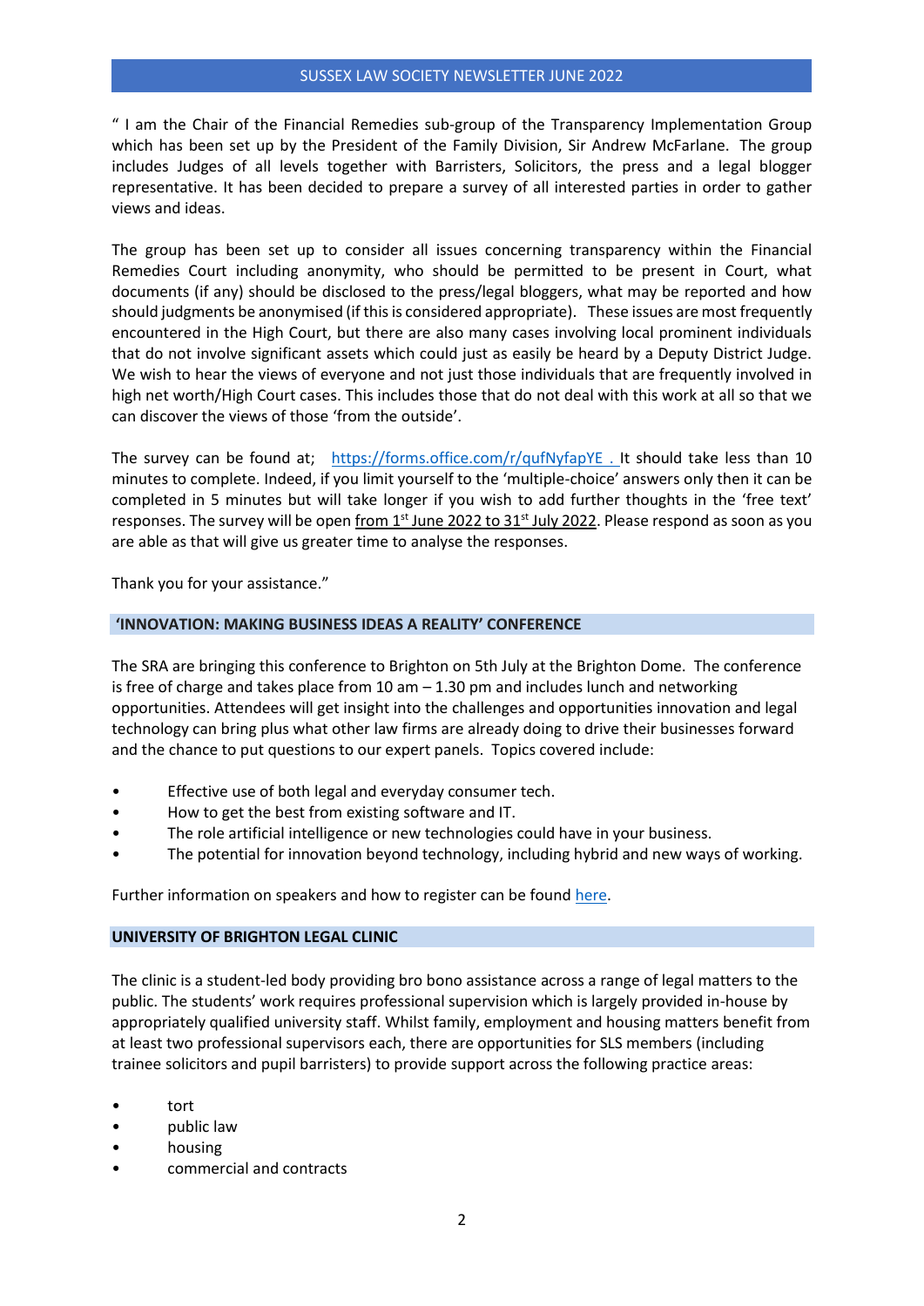" I am the Chair of the Financial Remedies sub-group of the Transparency Implementation Group which has been set up by the President of the Family Division, Sir Andrew McFarlane. The group includes Judges of all levels together with Barristers, Solicitors, the press and a legal blogger representative. It has been decided to prepare a survey of all interested parties in order to gather views and ideas.

The group has been set up to consider all issues concerning transparency within the Financial Remedies Court including anonymity, who should be permitted to be present in Court, what documents (if any) should be disclosed to the press/legal bloggers, what may be reported and how should judgments be anonymised (if this is considered appropriate). These issues are most frequently encountered in the High Court, but there are also many cases involving local prominent individuals that do not involve significant assets which could just as easily be heard by a Deputy District Judge. We wish to hear the views of everyone and not just those individuals that are frequently involved in high net worth/High Court cases. This includes those that do not deal with this work at all so that we can discover the views of those 'from the outside'.

The survey can be found at; [https://forms.office.com/r/qufNyfapYE](https://forms.office.com/r/qufNyfapYE) . It should take less than 10 minutes to complete. Indeed, if you limit yourself to the 'multiple-choice' answers only then it can be completed in 5 minutes but will take longer if you wish to add further thoughts in the 'free text' responses. The survey will be open from 1st June 2022 to 31st July 2022. Please respond as soon as you are able as that will give us greater time to analyse the responses.

Thank you for your assistance."

## 'INNOVATION: MAKING BUSINESS IDEAS A REALITY' CONFERENCE

The SRA are bringing this conference to Brighton on 5th July at the Brighton Dome. The conference is free of charge and takes place from 10 am – 1.30 pm and includes lunch and networking opportunities. Attendees will get insight into the challenges and opportunities innovation and legal technology can bring plus what other law firms are already doing to drive their businesses forward and the chance to put questions to our expert panels. Topics covered include:

- Effective use of both legal and everyday consumer tech.
- How to get the best from existing software and IT.
- The role artificial intelligence or new technologies could have in your business.
- The potential for innovation beyond technology, including hybrid and new ways of working.

Further information on speakers and how to register can be found here.

## UNIVERSITY OF BRIGHTON LEGAL CLINIC

The clinic is a student-led body providing bro bono assistance across a range of legal matters to the public. The students' work requires professional supervision which is largely provided in-house by appropriately qualified university staff. Whilst family, employment and housing matters benefit from at least two professional supervisors each, there are opportunities for SLS members (including trainee solicitors and pupil barristers) to provide support across the following practice areas:

- tort
- public law
- housing
- commercial and contracts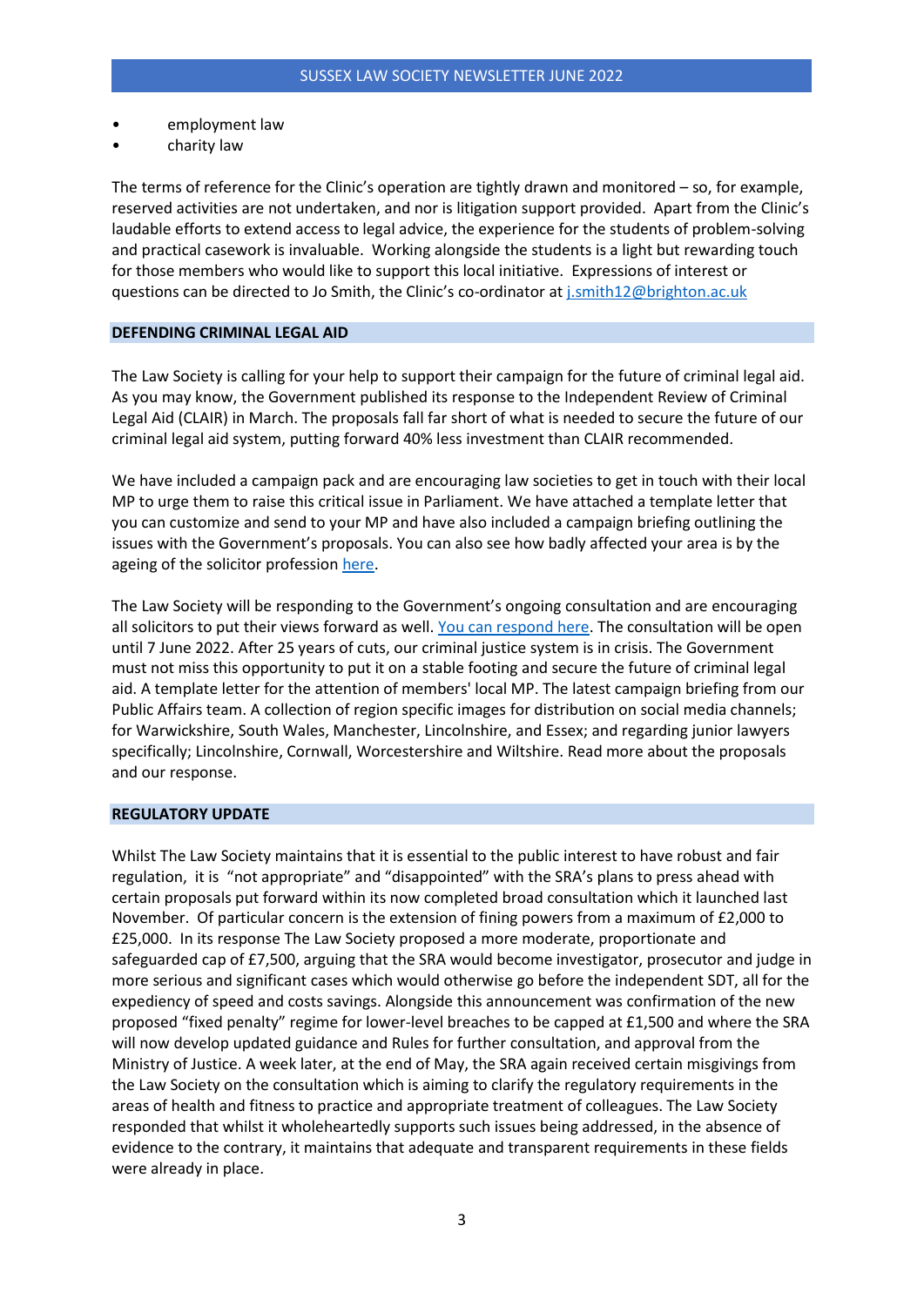- employment law
- charity law

The terms of reference for the Clinic's operation are tightly drawn and monitored – so, for example, reserved activities are not undertaken, and nor is litigation support provided. Apart from the Clinic's laudable efforts to extend access to legal advice, the experience for the students of problem-solving and practical casework is invaluable. Working alongside the students is a light but rewarding touch for those members who would like to support this local initiative. Expressions of interest or questions can be directed to Jo Smith, the Clinic's co-ordinator at j.smith12@brighton.ac.uk

## DEFENDING CRIMINAL LEGAL AID

The Law Society is calling for your help to support their campaign for the future of criminal legal aid. As you may know, the Government published its response to the Independent Review of Criminal Legal Aid (CLAIR) in March. The proposals fall far short of what is needed to secure the future of our criminal legal aid system, putting forward 40% less investment than CLAIR recommended.

We have included a campaign pack and are encouraging law societies to get in touch with their local MP to urge them to raise this critical issue in Parliament. We have attached a template letter that you can customize and send to your MP and have also included a campaign briefing outlining the issues with the Government's proposals. You can also see how badly affected your area is by the ageing of the solicitor profession here.

The Law Society will be responding to the Government's ongoing consultation and are encouraging all solicitors to put their views forward as well. You can respond here. The consultation will be open until 7 June 2022. After 25 years of cuts, our criminal justice system is in crisis. The Government must not miss this opportunity to put it on a stable footing and secure the future of criminal legal aid. A template letter for the attention of members' local MP. The latest campaign briefing from our Public Affairs team. A collection of region specific images for distribution on social media channels; for Warwickshire, South Wales, Manchester, Lincolnshire, and Essex; and regarding junior lawyers specifically; Lincolnshire, Cornwall, Worcestershire and Wiltshire. Read more about the proposals and our response.

## REGULATORY UPDATE

Whilst The Law Society maintains that it is essential to the public interest to have robust and fair regulation, it is "not appropriate" and "disappointed" with the SRA's plans to press ahead with certain proposals put forward within its now completed broad consultation which it launched last November. Of particular concern is the extension of fining powers from a maximum of £2,000 to £25,000. In its response The Law Society proposed a more moderate, proportionate and safeguarded cap of £7,500, arguing that the SRA would become investigator, prosecutor and judge in more serious and significant cases which would otherwise go before the independent SDT, all for the expediency of speed and costs savings. Alongside this announcement was confirmation of the new proposed "fixed penalty" regime for lower-level breaches to be capped at £1,500 and where the SRA will now develop updated guidance and Rules for further consultation, and approval from the Ministry of Justice. A week later, at the end of May, the SRA again received certain misgivings from the Law Society on the consultation which is aiming to clarify the regulatory requirements in the areas of health and fitness to practice and appropriate treatment of colleagues. The Law Society responded that whilst it wholeheartedly supports such issues being addressed, in the absence of evidence to the contrary, it maintains that adequate and transparent requirements in these fields were already in place.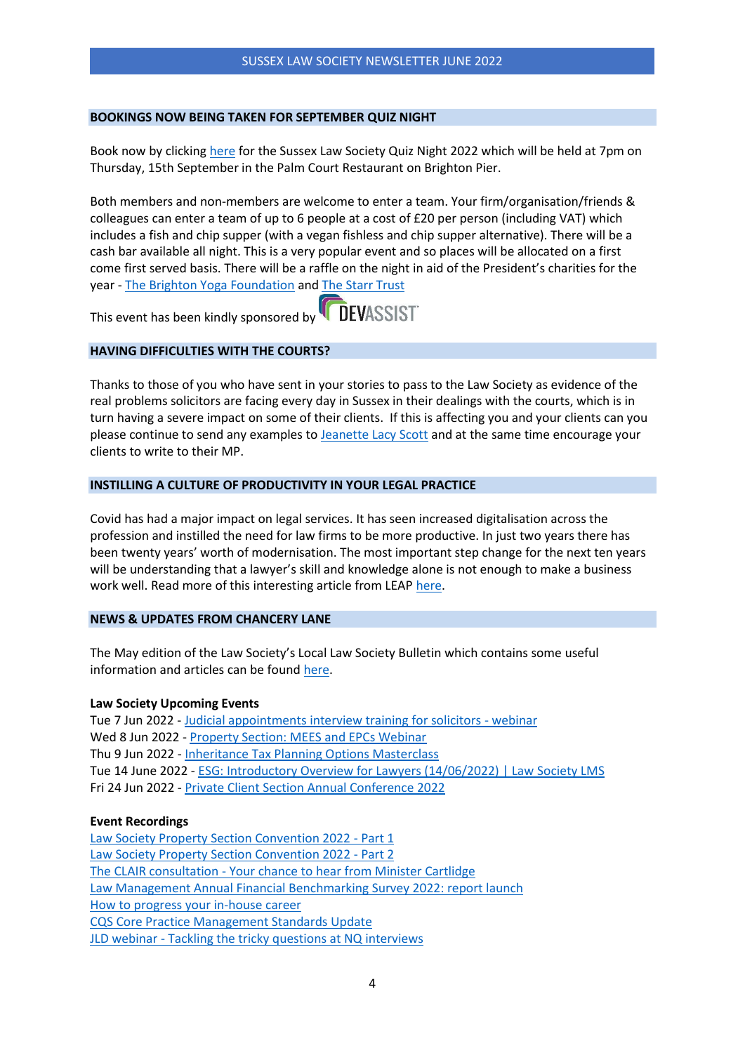## BOOKINGS NOW BEING TAKEN FOR SEPTEMBER QUIZ NIGHT

Book now by clicking here for the Sussex Law Society Quiz Night 2022 which will be held at 7pm on Thursday, 15th September in the Palm Court Restaurant on Brighton Pier.

Both members and non-members are welcome to enter a team. Your firm/organisation/friends & colleagues can enter a team of up to 6 people at a cost of £20 per person (including VAT) which includes a fish and chip supper (with a vegan fishless and chip supper alternative). There will be a cash bar available all night. This is a very popular event and so places will be allocated on a first come first served basis. There will be a raffle on the night in aid of the President's charities for the year - The Brighton Yoga Foundation and The Starr Trust

This event has been kindly sponsored by DEVASSIST

## HAVING DIFFICULTIES WITH THE COURTS?

Thanks to those of you who have sent in your stories to pass to the Law Society as evidence of the real problems solicitors are facing every day in Sussex in their dealings with the courts, which is in turn having a severe impact on some of their clients. If this is affecting you and your clients can you please continue to send any examples to Jeanette Lacy Scott and at the same time encourage your clients to write to their MP.

## INSTILLING A CULTURE OF PRODUCTIVITY IN YOUR LEGAL PRACTICE

Covid has had a major impact on legal services. It has seen increased digitalisation across the profession and instilled the need for law firms to be more productive. In just two years there has been twenty years' worth of modernisation. The most important step change for the next ten years will be understanding that a lawyer's skill and knowledge alone is not enough to make a business work well. Read more of this interesting article from LEAP here.

## NEWS & UPDATES FROM CHANCERY LANE

The May edition of the Law Society's Local Law Society Bulletin which contains some useful information and articles can be found here.

**Law Society Upcoming Events**

Tue 7 Jun 2022 - Judicial appointments interview training for solicitors - webinar
Wed 8 Jun 2022 - Property Section: MEES and EPCs Webinar
Thu 9 Jun 2022 - Inheritance Tax Planning Options Masterclass
Tue 14 June 2022 - ESG: Introductory Overview for Lawyers (14/06/2022) | Law Society LMS
Fri 24 Jun 2022 - Private Client Section Annual Conference 2022

**Event Recordings**

Law Society Property Section Convention 2022 - Part 1
Law Society Property Section Convention 2022 - Part 2
The CLAIR consultation - Your chance to hear from Minister Cartlidge
Law Management Annual Financial Benchmarking Survey 2022: report launch
How to progress your in-house career
CQS Core Practice Management Standards Update
JLD webinar - Tackling the tricky questions at NQ interviews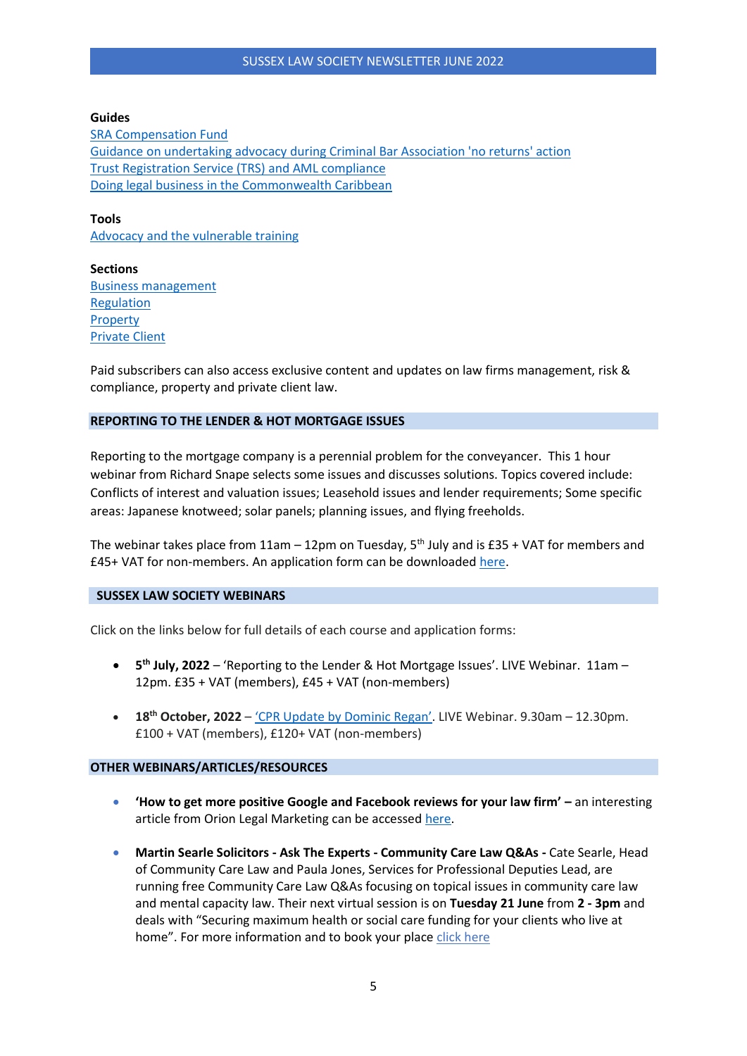**Guides**

[SRA Compensation Fund](#)
[Guidance on undertaking advocacy during Criminal Bar Association 'no returns' action](#)
[Trust Registration Service (TRS) and AML compliance](#)
[Doing legal business in the Commonwealth Caribbean](#)

**Tools**

[Advocacy and the vulnerable training](#)

**Sections**

[Business management](#)
[Regulation](#)
[Property](#)
[Private Client](#)

Paid subscribers can also access exclusive content and updates on law firms management, risk & compliance, property and private client law.

## REPORTING TO THE LENDER & HOT MORTGAGE ISSUES

Reporting to the mortgage company is a perennial problem for the conveyancer. This 1 hour webinar from Richard Snape selects some issues and discusses solutions. Topics covered include: Conflicts of interest and valuation issues; Leasehold issues and lender requirements; Some specific areas: Japanese knotweed; solar panels; planning issues, and flying freeholds.

The webinar takes place from 11am – 12pm on Tuesday, 5th July and is £35 + VAT for members and £45+ VAT for non-members. An application form can be downloaded [here](#).

## SUSSEX LAW SOCIETY WEBINARS

Click on the links below for full details of each course and application forms:

- **5th July, 2022** – 'Reporting to the Lender & Hot Mortgage Issues'. LIVE Webinar. 11am – 12pm. £35 + VAT (members), £45 + VAT (non-members)
- **18th October, 2022** – ['CPR Update by Dominic Regan'](#). LIVE Webinar. 9.30am – 12.30pm. £100 + VAT (members), £120+ VAT (non-members)

## OTHER WEBINARS/ARTICLES/RESOURCES

- **'How to get more positive Google and Facebook reviews for your law firm' –** an interesting article from Orion Legal Marketing can be accessed [here](#).
- **Martin Searle Solicitors - Ask The Experts - Community Care Law Q&As -** Cate Searle, Head of Community Care Law and Paula Jones, Services for Professional Deputies Lead, are running free Community Care Law Q&As focusing on topical issues in community care law and mental capacity law. Their next virtual session is on **Tuesday 21 June** from **2 - 3pm** and deals with "Securing maximum health or social care funding for your clients who live at home". For more information and to book your place [click here](#)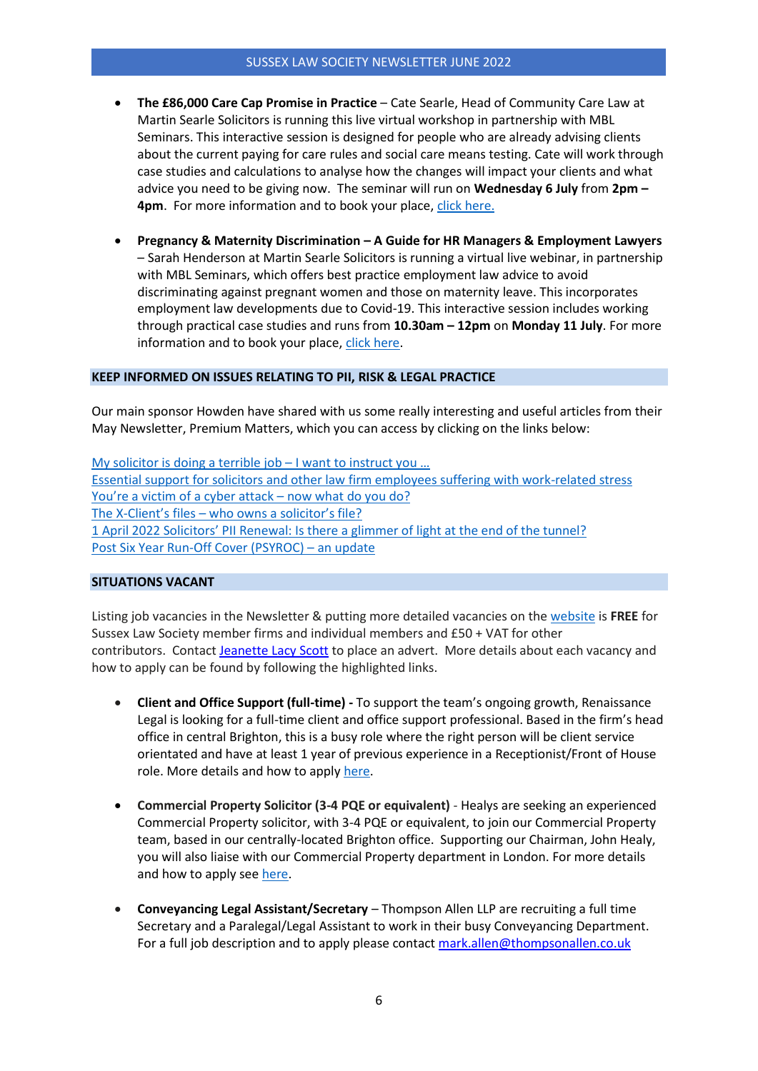- **The £86,000 Care Cap Promise in Practice** – Cate Searle, Head of Community Care Law at Martin Searle Solicitors is running this live virtual workshop in partnership with MBL Seminars. This interactive session is designed for people who are already advising clients about the current paying for care rules and social care means testing. Cate will work through case studies and calculations to analyse how the changes will impact your clients and what advice you need to be giving now. The seminar will run on **Wednesday 6 July** from **2pm – 4pm**. For more information and to book your place, click here.

- **Pregnancy & Maternity Discrimination – A Guide for HR Managers & Employment Lawyers** – Sarah Henderson at Martin Searle Solicitors is running a virtual live webinar, in partnership with MBL Seminars, which offers best practice employment law advice to avoid discriminating against pregnant women and those on maternity leave. This incorporates employment law developments due to Covid-19. This interactive session includes working through practical case studies and runs from **10.30am – 12pm** on **Monday 11 July**. For more information and to book your place, click here.

## KEEP INFORMED ON ISSUES RELATING TO PII, RISK & LEGAL PRACTICE

Our main sponsor Howden have shared with us some really interesting and useful articles from their May Newsletter, Premium Matters, which you can access by clicking on the links below:

My solicitor is doing a terrible job – I want to instruct you …
Essential support for solicitors and other law firm employees suffering with work-related stress
You're a victim of a cyber attack – now what do you do?
The X-Client's files – who owns a solicitor's file?
1 April 2022 Solicitors' PII Renewal: Is there a glimmer of light at the end of the tunnel?
Post Six Year Run-Off Cover (PSYROC) – an update

## SITUATIONS VACANT

Listing job vacancies in the Newsletter & putting more detailed vacancies on the website is **FREE** for Sussex Law Society member firms and individual members and £50 + VAT for other contributors. Contact Jeanette Lacy Scott to place an advert. More details about each vacancy and how to apply can be found by following the highlighted links.

- **Client and Office Support (full-time) -** To support the team's ongoing growth, Renaissance Legal is looking for a full-time client and office support professional. Based in the firm's head office in central Brighton, this is a busy role where the right person will be client service orientated and have at least 1 year of previous experience in a Receptionist/Front of House role. More details and how to apply here.

- **Commercial Property Solicitor (3-4 PQE or equivalent)** - Healys are seeking an experienced Commercial Property solicitor, with 3-4 PQE or equivalent, to join our Commercial Property team, based in our centrally-located Brighton office. Supporting our Chairman, John Healy, you will also liaise with our Commercial Property department in London. For more details and how to apply see here.

- **Conveyancing Legal Assistant/Secretary** – Thompson Allen LLP are recruiting a full time Secretary and a Paralegal/Legal Assistant to work in their busy Conveyancing Department. For a full job description and to apply please contact mark.allen@thompsonallen.co.uk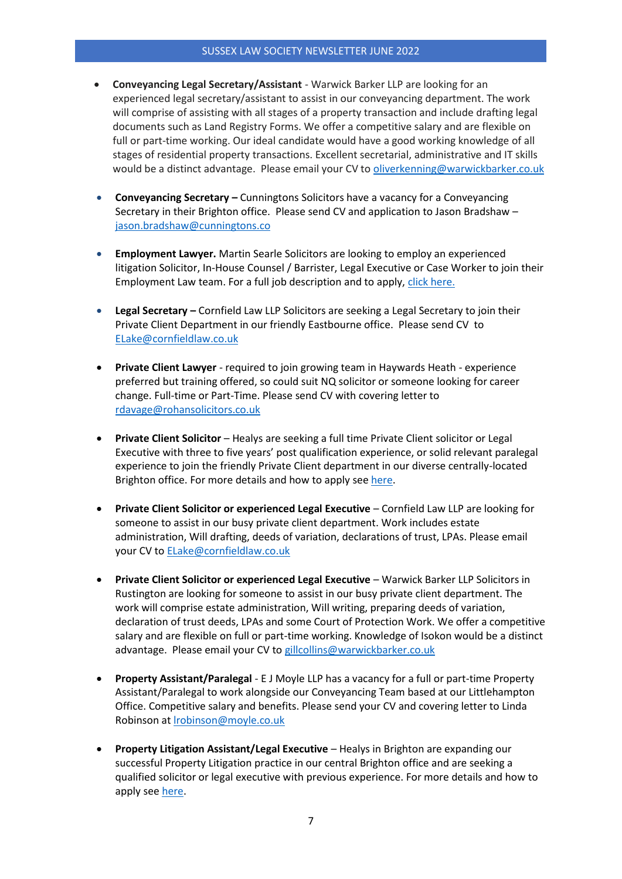- **Conveyancing Legal Secretary/Assistant** - Warwick Barker LLP are looking for an experienced legal secretary/assistant to assist in our conveyancing department. The work will comprise of assisting with all stages of a property transaction and include drafting legal documents such as Land Registry Forms. We offer a competitive salary and are flexible on full or part-time working. Our ideal candidate would have a good working knowledge of all stages of residential property transactions. Excellent secretarial, administrative and IT skills would be a distinct advantage. Please email your CV to oliverkenning@warwickbarker.co.uk

- **Conveyancing Secretary –** Cunningtons Solicitors have a vacancy for a Conveyancing Secretary in their Brighton office. Please send CV and application to Jason Bradshaw – jason.bradshaw@cunningtons.co

- **Employment Lawyer.** Martin Searle Solicitors are looking to employ an experienced litigation Solicitor, In-House Counsel / Barrister, Legal Executive or Case Worker to join their Employment Law team. For a full job description and to apply, click here.

- **Legal Secretary –** Cornfield Law LLP Solicitors are seeking a Legal Secretary to join their Private Client Department in our friendly Eastbourne office. Please send CV to ELake@cornfieldlaw.co.uk

- **Private Client Lawyer** - required to join growing team in Haywards Heath - experience preferred but training offered, so could suit NQ solicitor or someone looking for career change. Full-time or Part-Time. Please send CV with covering letter to rdavage@rohansolicitors.co.uk

- **Private Client Solicitor** – Healys are seeking a full time Private Client solicitor or Legal Executive with three to five years' post qualification experience, or solid relevant paralegal experience to join the friendly Private Client department in our diverse centrally-located Brighton office. For more details and how to apply see here.

- **Private Client Solicitor or experienced Legal Executive** – Cornfield Law LLP are looking for someone to assist in our busy private client department. Work includes estate administration, Will drafting, deeds of variation, declarations of trust, LPAs. Please email your CV to ELake@cornfieldlaw.co.uk

- **Private Client Solicitor or experienced Legal Executive** – Warwick Barker LLP Solicitors in Rustington are looking for someone to assist in our busy private client department. The work will comprise estate administration, Will writing, preparing deeds of variation, declaration of trust deeds, LPAs and some Court of Protection Work. We offer a competitive salary and are flexible on full or part-time working. Knowledge of Isokon would be a distinct advantage. Please email your CV to gillcollins@warwickbarker.co.uk

- **Property Assistant/Paralegal** - E J Moyle LLP has a vacancy for a full or part-time Property Assistant/Paralegal to work alongside our Conveyancing Team based at our Littlehampton Office. Competitive salary and benefits. Please send your CV and covering letter to Linda Robinson at lrobinson@moyle.co.uk

- **Property Litigation Assistant/Legal Executive** – Healys in Brighton are expanding our successful Property Litigation practice in our central Brighton office and are seeking a qualified solicitor or legal executive with previous experience. For more details and how to apply see here.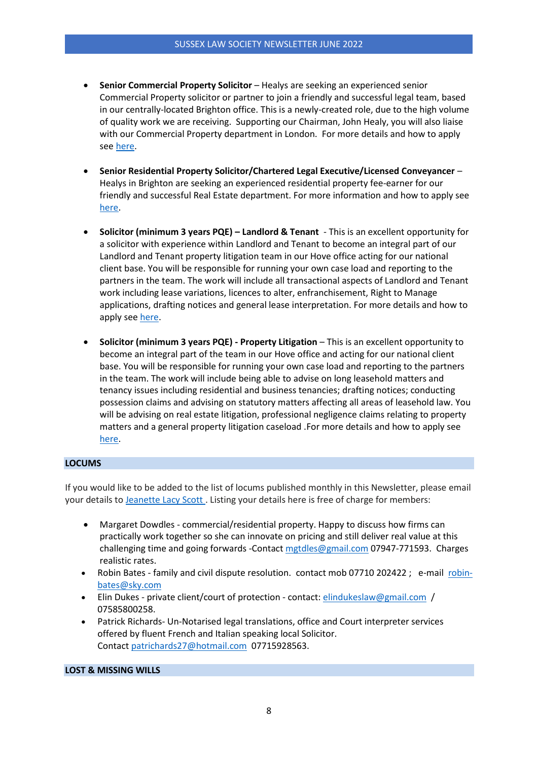- **Senior Commercial Property Solicitor** – Healys are seeking an experienced senior Commercial Property solicitor or partner to join a friendly and successful legal team, based in our centrally-located Brighton office. This is a newly-created role, due to the high volume of quality work we are receiving. Supporting our Chairman, John Healy, you will also liaise with our Commercial Property department in London. For more details and how to apply see here.

- **Senior Residential Property Solicitor/Chartered Legal Executive/Licensed Conveyancer** – Healys in Brighton are seeking an experienced residential property fee-earner for our friendly and successful Real Estate department. For more information and how to apply see here.

- **Solicitor (minimum 3 years PQE) – Landlord & Tenant** - This is an excellent opportunity for a solicitor with experience within Landlord and Tenant to become an integral part of our Landlord and Tenant property litigation team in our Hove office acting for our national client base. You will be responsible for running your own case load and reporting to the partners in the team. The work will include all transactional aspects of Landlord and Tenant work including lease variations, licences to alter, enfranchisement, Right to Manage applications, drafting notices and general lease interpretation. For more details and how to apply see here.

- **Solicitor (minimum 3 years PQE) - Property Litigation** – This is an excellent opportunity to become an integral part of the team in our Hove office and acting for our national client base. You will be responsible for running your own case load and reporting to the partners in the team. The work will include being able to advise on long leasehold matters and tenancy issues including residential and business tenancies; drafting notices; conducting possession claims and advising on statutory matters affecting all areas of leasehold law. You will be advising on real estate litigation, professional negligence claims relating to property matters and a general property litigation caseload .For more details and how to apply see here.

## LOCUMS

If you would like to be added to the list of locums published monthly in this Newsletter, please email your details to Jeanette Lacy Scott . Listing your details here is free of charge for members:

- Margaret Dowdles - commercial/residential property. Happy to discuss how firms can practically work together so she can innovate on pricing and still deliver real value at this challenging time and going forwards -Contact mgtdles@gmail.com 07947-771593. Charges realistic rates.
- Robin Bates - family and civil dispute resolution. contact mob 07710 202422 ; e-mail robin-bates@sky.com
- Elin Dukes - private client/court of protection - contact: elindukeslaw@gmail.com / 07585800258.
- Patrick Richards- Un-Notarised legal translations, office and Court interpreter services offered by fluent French and Italian speaking local Solicitor. Contact patrichards27@hotmail.com 07715928563.

## LOST & MISSING WILLS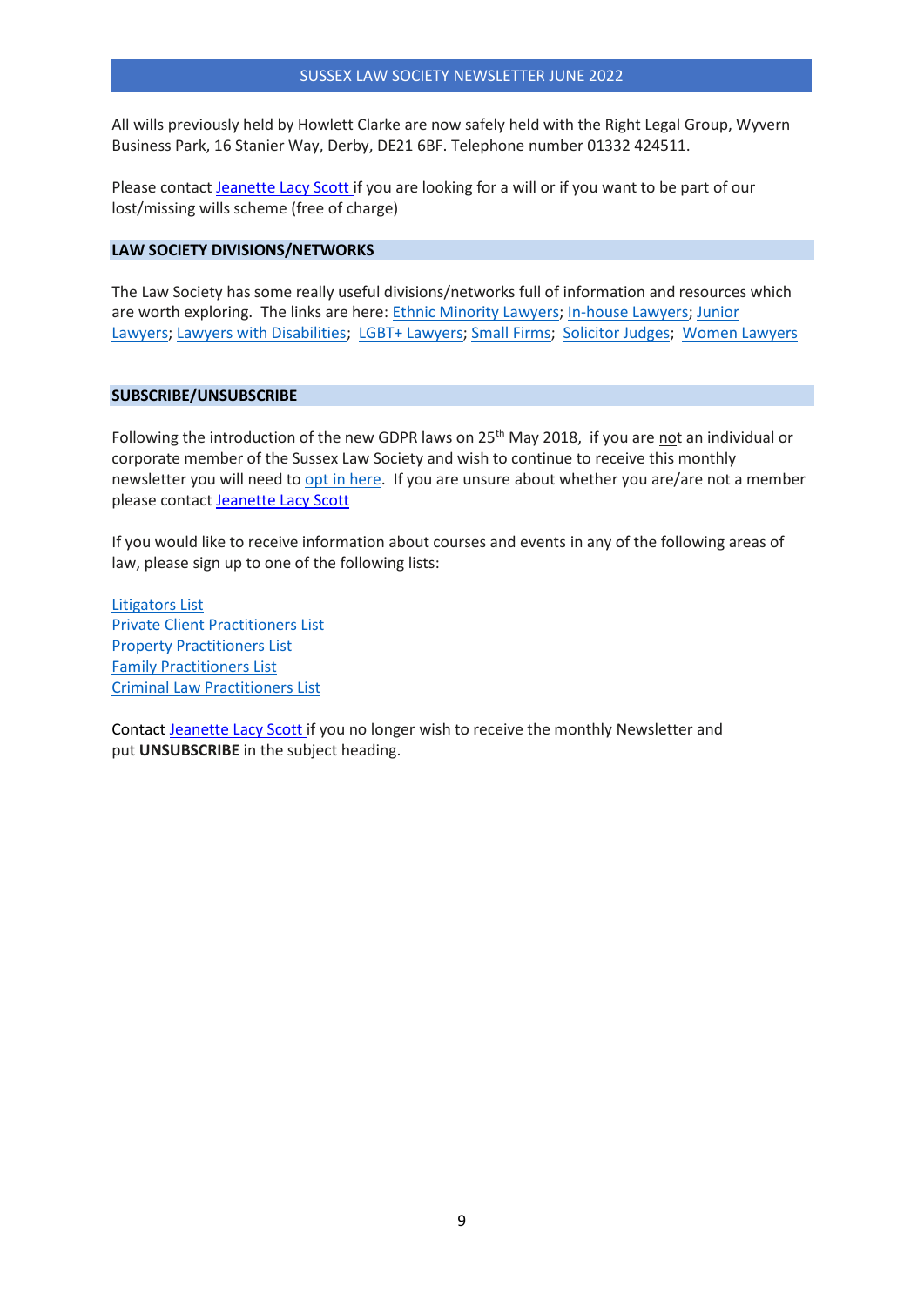All wills previously held by Howlett Clarke are now safely held with the Right Legal Group, Wyvern Business Park, 16 Stanier Way, Derby, DE21 6BF. Telephone number 01332 424511.

Please contact Jeanette Lacy Scott if you are looking for a will or if you want to be part of our lost/missing wills scheme (free of charge)

## LAW SOCIETY DIVISIONS/NETWORKS

The Law Society has some really useful divisions/networks full of information and resources which are worth exploring. The links are here: Ethnic Minority Lawyers; In-house Lawyers; Junior Lawyers; Lawyers with Disabilities; LGBT+ Lawyers; Small Firms; Solicitor Judges; Women Lawyers

## SUBSCRIBE/UNSUBSCRIBE

Following the introduction of the new GDPR laws on 25th May 2018, if you are not an individual or corporate member of the Sussex Law Society and wish to continue to receive this monthly newsletter you will need to opt in here. If you are unsure about whether you are/are not a member please contact Jeanette Lacy Scott

If you would like to receive information about courses and events in any of the following areas of law, please sign up to one of the following lists:

Litigators List
Private Client Practitioners List
Property Practitioners List
Family Practitioners List
Criminal Law Practitioners List

Contact Jeanette Lacy Scott if you no longer wish to receive the monthly Newsletter and put **UNSUBSCRIBE** in the subject heading.